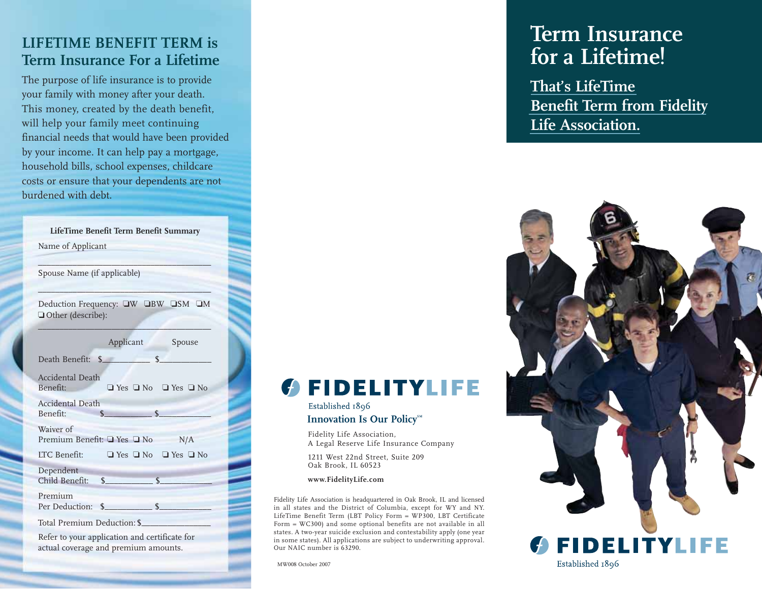## LIFETIME BENEFIT TERM is Term Insurance For a Lifetime

The purpose of life insurance is to provide your family with money after your death. This money, created by the death benefit, will help your family meet continuing financial needs that would have been provided by your income. It can help pay a mortgage, household bills, school expenses, childcare costs or ensure that your dependents are not burdened with debt.

**LifeTime Benefit Term Benefit Summary**

Name of Applicant

\_\_\_\_\_\_\_\_\_\_\_\_\_\_\_\_\_\_\_\_\_\_\_\_\_\_\_\_\_\_\_\_\_\_\_\_\_\_

Spouse Name (if applicable)

\_\_\_\_\_\_\_\_\_\_\_\_\_\_\_\_\_\_\_\_\_\_\_\_\_\_\_\_\_\_\_\_\_\_\_\_\_\_

Deduction Frequency: ❑W ❑BW ❑SM ❑M
❑ Other (describe):

\_\_\_\_\_\_\_\_\_\_\_\_\_\_\_\_\_\_\_\_\_\_\_\_\_\_\_\_\_\_\_\_\_\_\_\_\_\_

| | Applicant | Spouse |
|---|---|---|
| Death Benefit: | $\_\_\_\_\_\_\_\_\_\_ | $\_\_\_\_\_\_\_\_\_\_ |
| Accidental Death Benefit: | ❑ Yes ❑ No | ❑ Yes ❑ No |
| Accidental Death Benefit: | $\_\_\_\_\_\_\_\_\_\_ | $\_\_\_\_\_\_\_\_\_\_ |
| Waiver of Premium Benefit: | ❑ Yes ❑ No | N/A |
| LTC Benefit: | ❑ Yes ❑ No | ❑ Yes ❑ No |
| Dependent Child Benefit: | $\_\_\_\_\_\_\_\_\_\_ | $\_\_\_\_\_\_\_\_\_\_ |
| Premium Per Deduction: | $\_\_\_\_\_\_\_\_\_\_ | $\_\_\_\_\_\_\_\_\_\_ |

Total Premium Deduction: $\_\_\_\_\_\_\_\_\_\_\_\_\_\_

Refer to your application and certificate for actual coverage and premium amounts.

**FIDELITYLIFE**

Established 1896

**Innovation Is Our Policy℠**

Fidelity Life Association,
A Legal Reserve Life Insurance Company

1211 West 22nd Street, Suite 209
Oak Brook, IL 60523

**www.FidelityLife.com**

Fidelity Life Association is headquartered in Oak Brook, IL and licensed in all states and the District of Columbia, except for WY and NY. LifeTime Benefit Term (LBT Policy Form = WP300, LBT Certificate Form = WC300) and some optional benefits are not available in all states. A two-year suicide exclusion and contestability apply (one year in some states). All applications are subject to underwriting approval. Our NAIC number is 63290.

MW008 October 2007

# Term Insurance for a Lifetime!

## That's LifeTime Benefit Term from Fidelity Life Association.

**FIDELITYLIFE**

Established 1896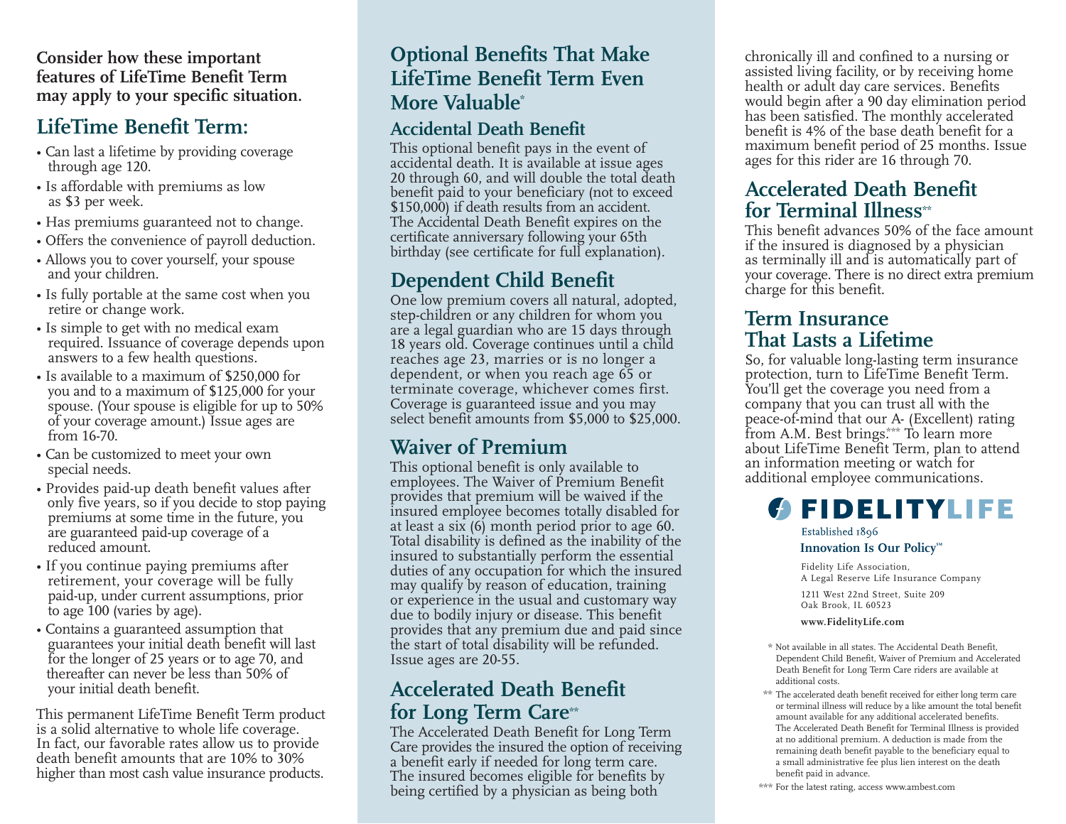**Consider how these important features of LifeTime Benefit Term may apply to your specific situation.**

## LifeTime Benefit Term:

- Can last a lifetime by providing coverage through age 120.
- Is affordable with premiums as low as $3 per week.
- Has premiums guaranteed not to change.
- Offers the convenience of payroll deduction.
- Allows you to cover yourself, your spouse and your children.
- Is fully portable at the same cost when you retire or change work.
- Is simple to get with no medical exam required. Issuance of coverage depends upon answers to a few health questions.
- Is available to a maximum of $250,000 for you and to a maximum of $125,000 for your spouse. (Your spouse is eligible for up to 50% of your coverage amount.) Issue ages are from 16-70.
- Can be customized to meet your own special needs.
- Provides paid-up death benefit values after only five years, so if you decide to stop paying premiums at some time in the future, you are guaranteed paid-up coverage of a reduced amount.
- If you continue paying premiums after retirement, your coverage will be fully paid-up, under current assumptions, prior to age 100 (varies by age).
- Contains a guaranteed assumption that guarantees your initial death benefit will last for the longer of 25 years or to age 70, and thereafter can never be less than 50% of your initial death benefit.

This permanent LifeTime Benefit Term product is a solid alternative to whole life coverage. In fact, our favorable rates allow us to provide death benefit amounts that are 10% to 30% higher than most cash value insurance products.

## Optional Benefits That Make LifeTime Benefit Term Even More Valuable*

### Accidental Death Benefit

This optional benefit pays in the event of accidental death. It is available at issue ages 20 through 60, and will double the total death benefit paid to your beneficiary (not to exceed $150,000) if death results from an accident. The Accidental Death Benefit expires on the certificate anniversary following your 65th birthday (see certificate for full explanation).

## Dependent Child Benefit

One low premium covers all natural, adopted, step-children or any children for whom you are a legal guardian who are 15 days through 18 years old. Coverage continues until a child reaches age 23, marries or is no longer a dependent, or when you reach age 65 or terminate coverage, whichever comes first. Coverage is guaranteed issue and you may select benefit amounts from $5,000 to $25,000.

## Waiver of Premium

This optional benefit is only available to employees. The Waiver of Premium Benefit provides that premium will be waived if the insured employee becomes totally disabled for at least a six (6) month period prior to age 60. Total disability is defined as the inability of the insured to substantially perform the essential duties of any occupation for which the insured may qualify by reason of education, training or experience in the usual and customary way due to bodily injury or disease. This benefit provides that any premium due and paid since the start of total disability will be refunded. Issue ages are 20-55.

## Accelerated Death Benefit for Long Term Care**

The Accelerated Death Benefit for Long Term Care provides the insured the option of receiving a benefit early if needed for long term care. The insured becomes eligible for benefits by being certified by a physician as being both chronically ill and confined to a nursing or assisted living facility, or by receiving home health or adult day care services. Benefits would begin after a 90 day elimination period has been satisfied. The monthly accelerated benefit is 4% of the base death benefit for a maximum benefit period of 25 months. Issue ages for this rider are 16 through 70.

## Accelerated Death Benefit for Terminal Illness**

This benefit advances 50% of the face amount if the insured is diagnosed by a physician as terminally ill and is automatically part of your coverage. There is no direct extra premium charge for this benefit.

## Term Insurance That Lasts a Lifetime

So, for valuable long-lasting term insurance protection, turn to LifeTime Benefit Term. You'll get the coverage you need from a company that you can trust all with the peace-of-mind that our A- (Excellent) rating from A.M. Best brings.*** To learn more about LifeTime Benefit Term, plan to attend an information meeting or watch for additional employee communications.

**FIDELITYLIFE**

Established 1896

**Innovation Is Our Policy℠**

Fidelity Life Association,
A Legal Reserve Life Insurance Company

1211 West 22nd Street, Suite 209
Oak Brook, IL 60523

**www.FidelityLife.com**

\* Not available in all states. The Accidental Death Benefit, Dependent Child Benefit, Waiver of Premium and Accelerated Death Benefit for Long Term Care riders are available at additional costs.

\** The accelerated death benefit received for either long term care or terminal illness will reduce by a like amount the total benefit amount available for any additional accelerated benefits. The Accelerated Death Benefit for Terminal Illness is provided at no additional premium. A deduction is made from the remaining death benefit payable to the beneficiary equal to a small administrative fee plus lien interest on the death benefit paid in advance.

\*** For the latest rating, access www.ambest.com